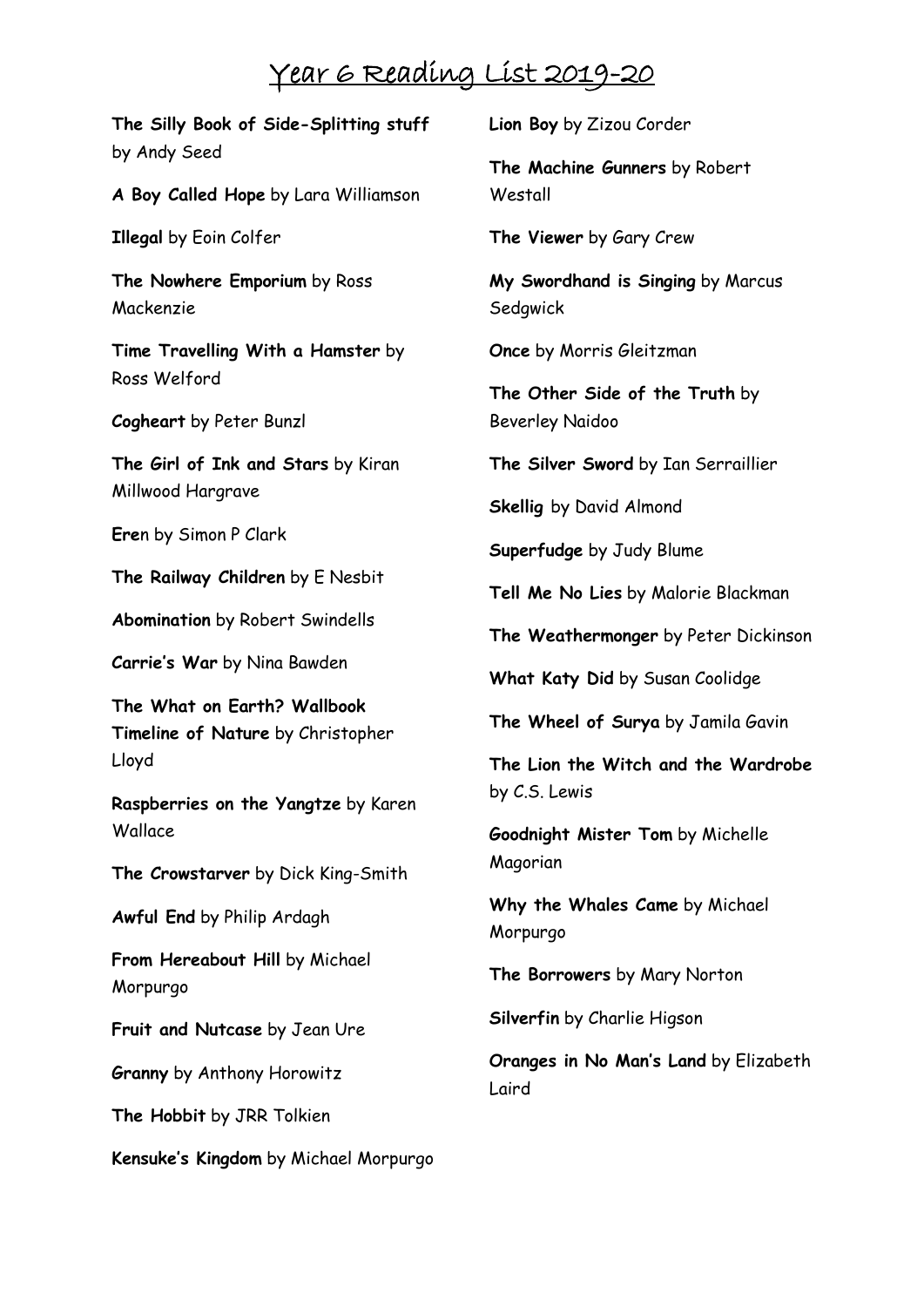# Year 6 Reading List 2019-20

**The Silly Book of Side-Splitting stuff** by Andy Seed

**A Boy Called Hope** by Lara Williamson

**Illegal** by Eoin Colfer

**The Nowhere Emporium** by Ross Mackenzie

**Time Travelling With a Hamster** by Ross Welford

**Cogheart** by Peter Bunzl

**The Girl of Ink and Stars** by Kiran Millwood Hargrave

**Ere**n by Simon P Clark

**The Railway Children** by E Nesbit

**Abomination** by Robert Swindells

**Carrie's War** by Nina Bawden

**The What on Earth? Wallbook Timeline of Nature** by Christopher Lloyd

**Raspberries on the Yangtze** by Karen Wallace

**The Crowstarver** by Dick King-Smith

**Awful End** by Philip Ardagh

**From Hereabout Hill** by Michael Morpurgo

**Fruit and Nutcase** by Jean Ure

**Granny** by Anthony Horowitz

**The Hobbit** by JRR Tolkien

**Kensuke's Kingdom** by Michael Morpurgo

**Lion Boy** by Zizou Corder

**The Machine Gunners** by Robert Westall

**The Viewer** by Gary Crew

**My Swordhand is Singing** by Marcus Sedgwick

**Once** by Morris Gleitzman

**The Other Side of the Truth** by Beverley Naidoo

**The Silver Sword** by Ian Serraillier

**Skellig** by David Almond

**Superfudge** by Judy Blume

**Tell Me No Lies** by Malorie Blackman

**The Weathermonger** by Peter Dickinson

**What Katy Did** by Susan Coolidge

**The Wheel of Surya** by Jamila Gavin

**The Lion the Witch and the Wardrobe** by C.S. Lewis

**Goodnight Mister Tom** by Michelle Magorian

**Why the Whales Came** by Michael Morpurgo

**The Borrowers** by Mary Norton

**Silverfin** by Charlie Higson

**Oranges in No Man's Land** by Elizabeth Laird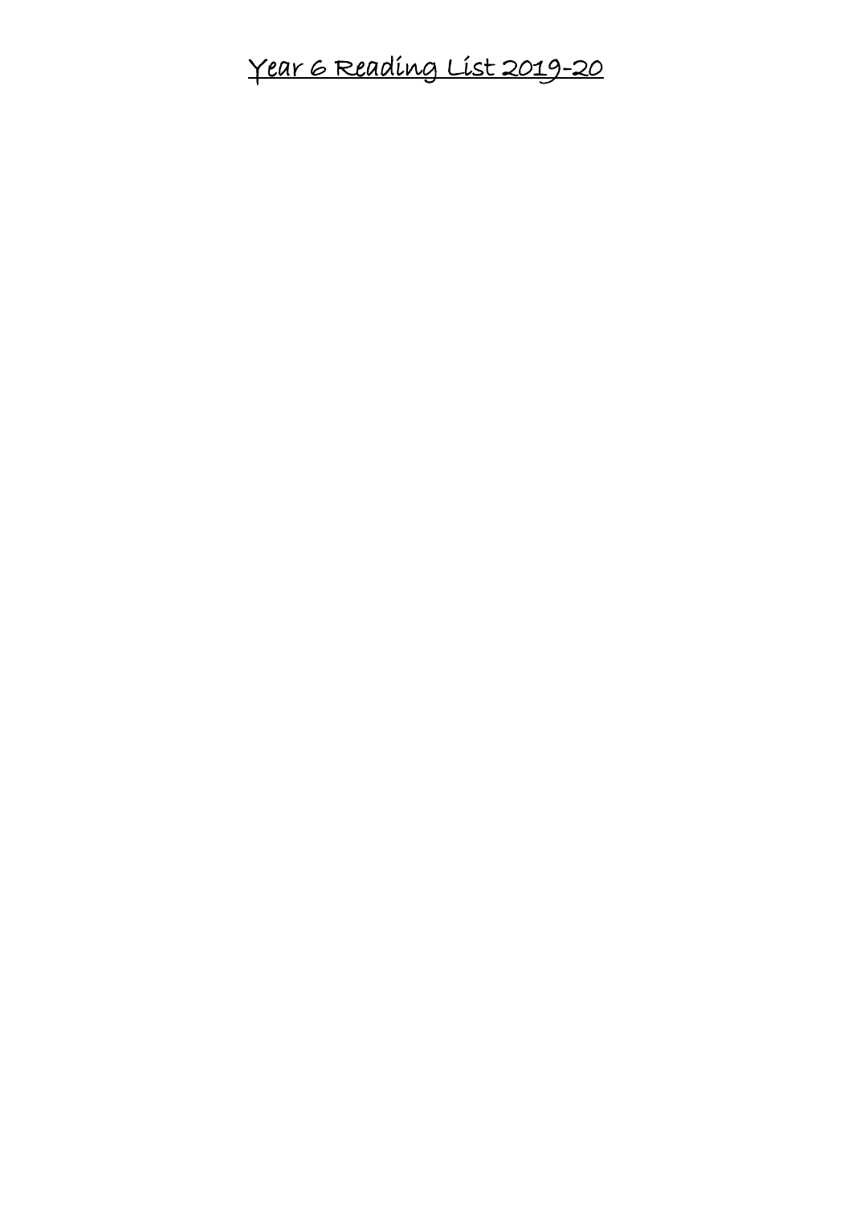# Year 6 Reading List 2019-20